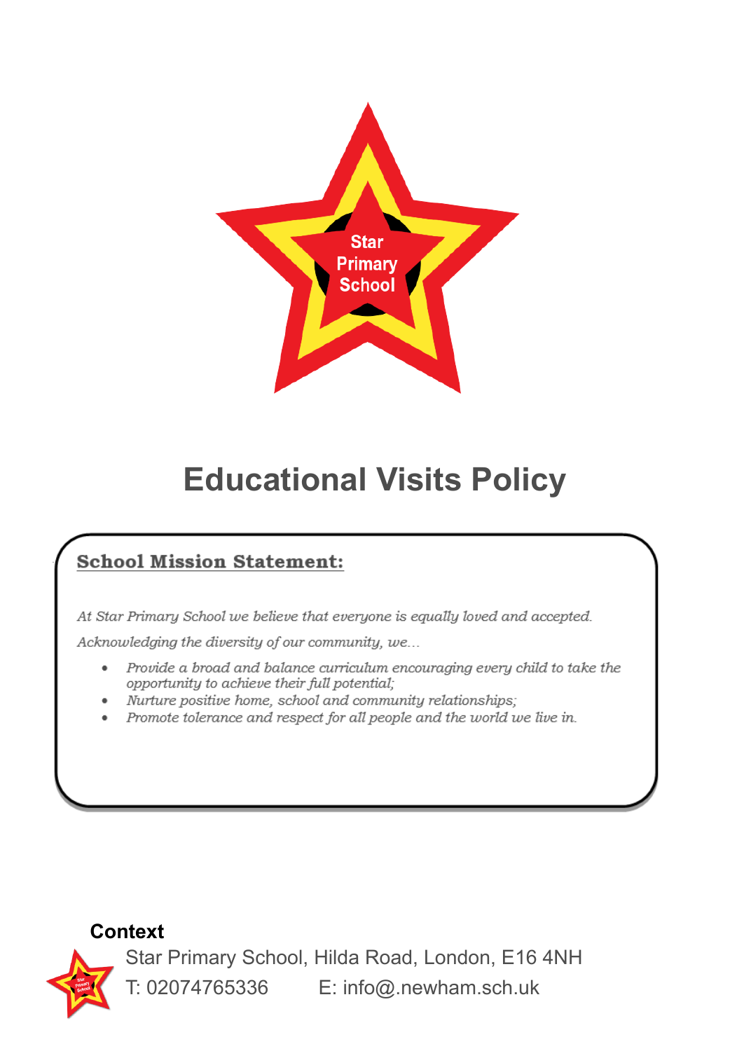Star Primary School

# Educational Visits Policy

**School Mission Statement:**

*At Star Primary School we believe that everyone is equally loved and accepted.*

*Acknowledging the diversity of our community, we…*

- *Provide a broad and balance curriculum encouraging every child to take the opportunity to achieve their full potential;*
- *Nurture positive home, school and community relationships;*
- *Promote tolerance and respect for all people and the world we live in.*

**Context**

Star Primary School, Hilda Road, London, E16 4NH

T: 02074765336 E: info@.newham.sch.uk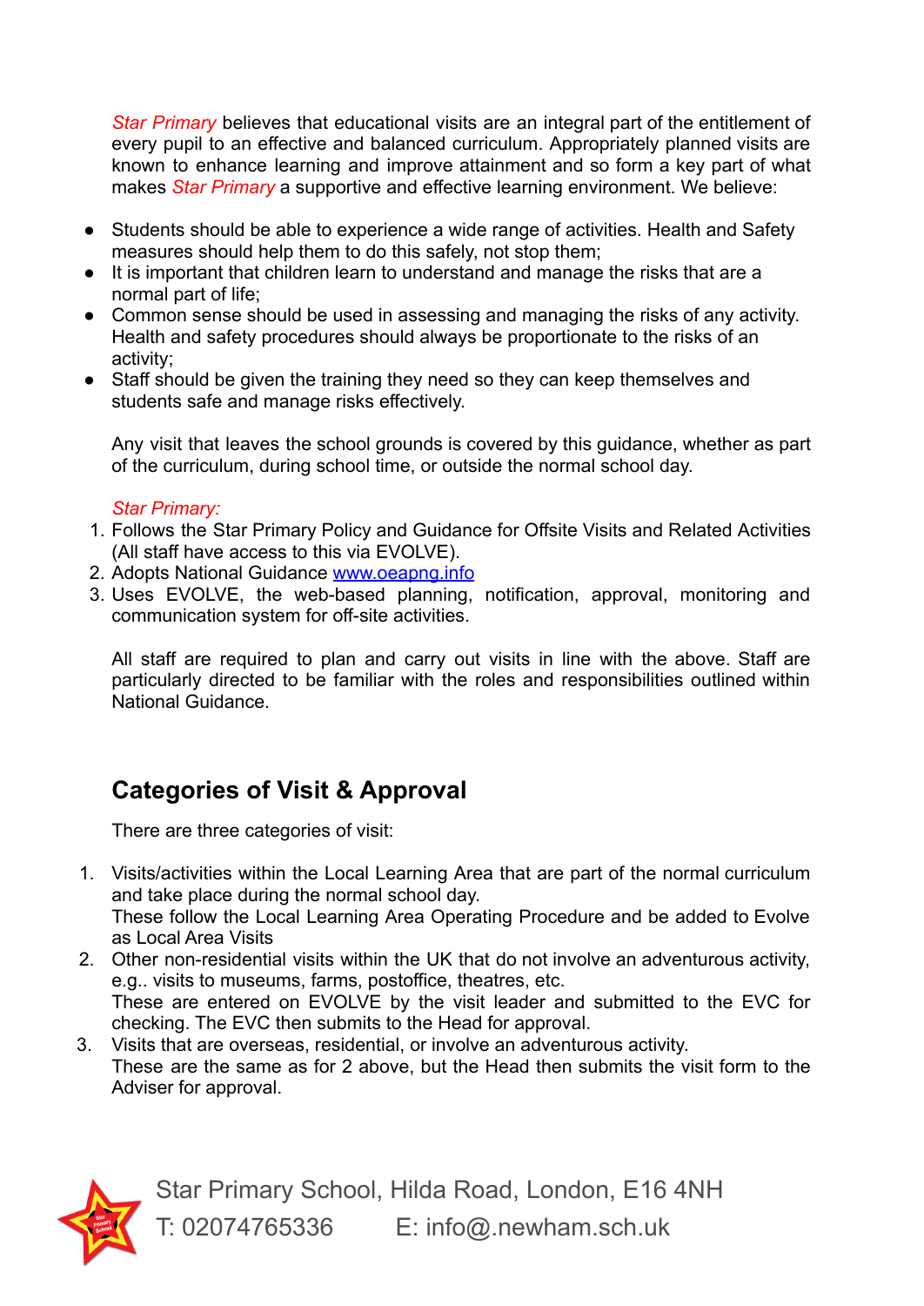*Star Primary* believes that educational visits are an integral part of the entitlement of every pupil to an effective and balanced curriculum. Appropriately planned visits are known to enhance learning and improve attainment and so form a key part of what makes *Star Primary* a supportive and effective learning environment. We believe:

- Students should be able to experience a wide range of activities. Health and Safety measures should help them to do this safely, not stop them;
- It is important that children learn to understand and manage the risks that are a normal part of life;
- Common sense should be used in assessing and managing the risks of any activity. Health and safety procedures should always be proportionate to the risks of an activity;
- Staff should be given the training they need so they can keep themselves and students safe and manage risks effectively.

Any visit that leaves the school grounds is covered by this guidance, whether as part of the curriculum, during school time, or outside the normal school day.

*Star Primary:*

1. Follows the Star Primary Policy and Guidance for Offsite Visits and Related Activities (All staff have access to this via EVOLVE).
2. Adopts National Guidance [www.oeapng.info](http://www.oeapng.info)
3. Uses EVOLVE, the web-based planning, notification, approval, monitoring and communication system for off-site activities.

All staff are required to plan and carry out visits in line with the above. Staff are particularly directed to be familiar with the roles and responsibilities outlined within National Guidance.

## Categories of Visit & Approval

There are three categories of visit:

1. Visits/activities within the Local Learning Area that are part of the normal curriculum and take place during the normal school day.
   These follow the Local Learning Area Operating Procedure and be added to Evolve as Local Area Visits
2. Other non-residential visits within the UK that do not involve an adventurous activity, e.g.. visits to museums, farms, postoffice, theatres, etc.
   These are entered on EVOLVE by the visit leader and submitted to the EVC for checking. The EVC then submits to the Head for approval.
3. Visits that are overseas, residential, or involve an adventurous activity.
   These are the same as for 2 above, but the Head then submits the visit form to the Adviser for approval.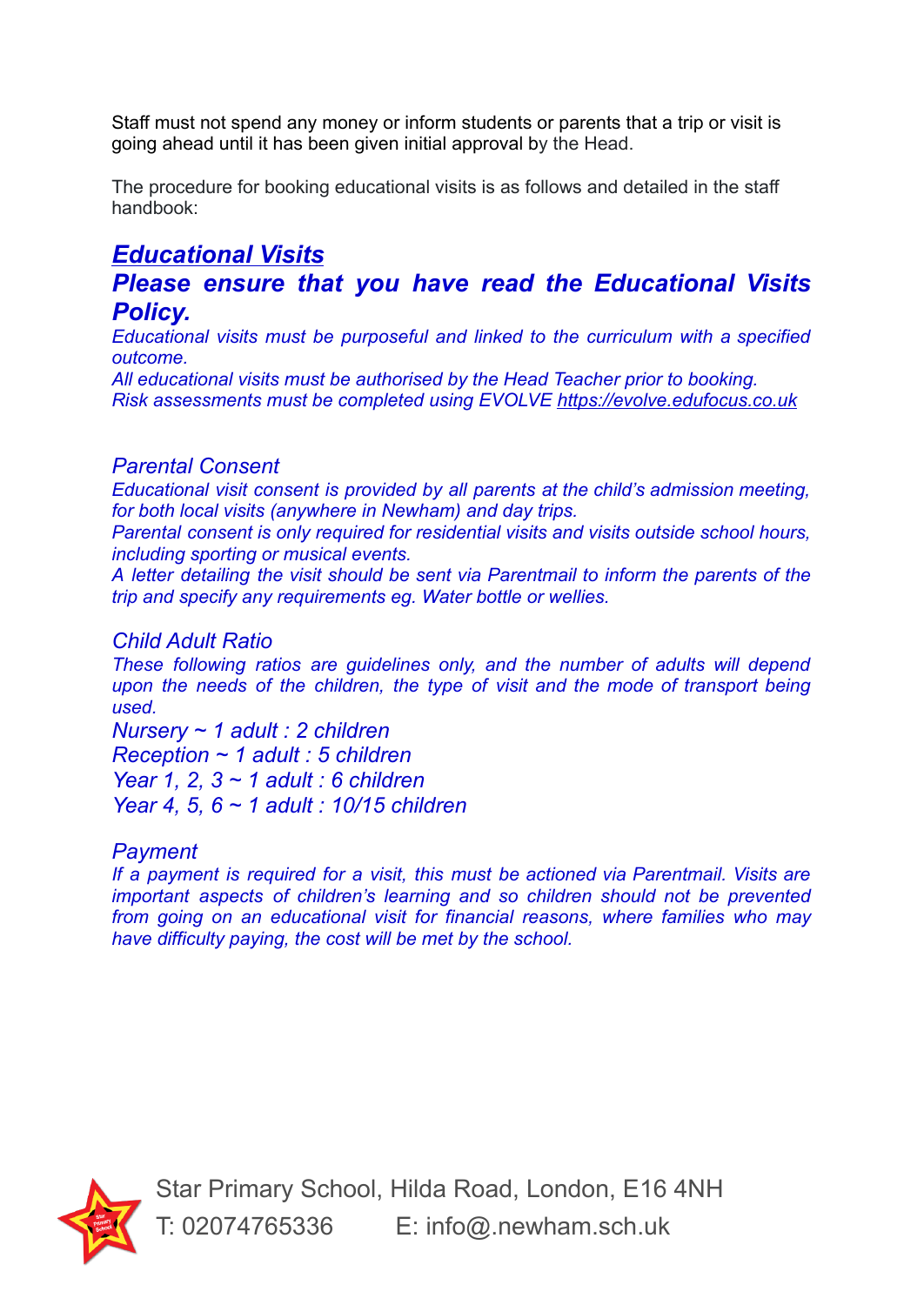Staff must not spend any money or inform students or parents that a trip or visit is going ahead until it has been given initial approval by the Head.

The procedure for booking educational visits is as follows and detailed in the staff handbook:

## ***Educational Visits***

### ***Please ensure that you have read the Educational Visits Policy.***

*Educational visits must be purposeful and linked to the curriculum with a specified outcome.*
*All educational visits must be authorised by the Head Teacher prior to booking.*
*Risk assessments must be completed using EVOLVE https://evolve.edufocus.co.uk*

### *Parental Consent*

*Educational visit consent is provided by all parents at the child's admission meeting, for both local visits (anywhere in Newham) and day trips.*
*Parental consent is only required for residential visits and visits outside school hours, including sporting or musical events.*
*A letter detailing the visit should be sent via Parentmail to inform the parents of the trip and specify any requirements eg. Water bottle or wellies.*

### *Child Adult Ratio*

*These following ratios are guidelines only, and the number of adults will depend upon the needs of the children, the type of visit and the mode of transport being used.*

*Nursery ~ 1 adult : 2 children*
*Reception ~ 1 adult : 5 children*
*Year 1, 2, 3 ~ 1 adult : 6 children*
*Year 4, 5, 6 ~ 1 adult : 10/15 children*

### *Payment*

*If a payment is required for a visit, this must be actioned via Parentmail. Visits are important aspects of children's learning and so children should not be prevented from going on an educational visit for financial reasons, where families who may have difficulty paying, the cost will be met by the school.*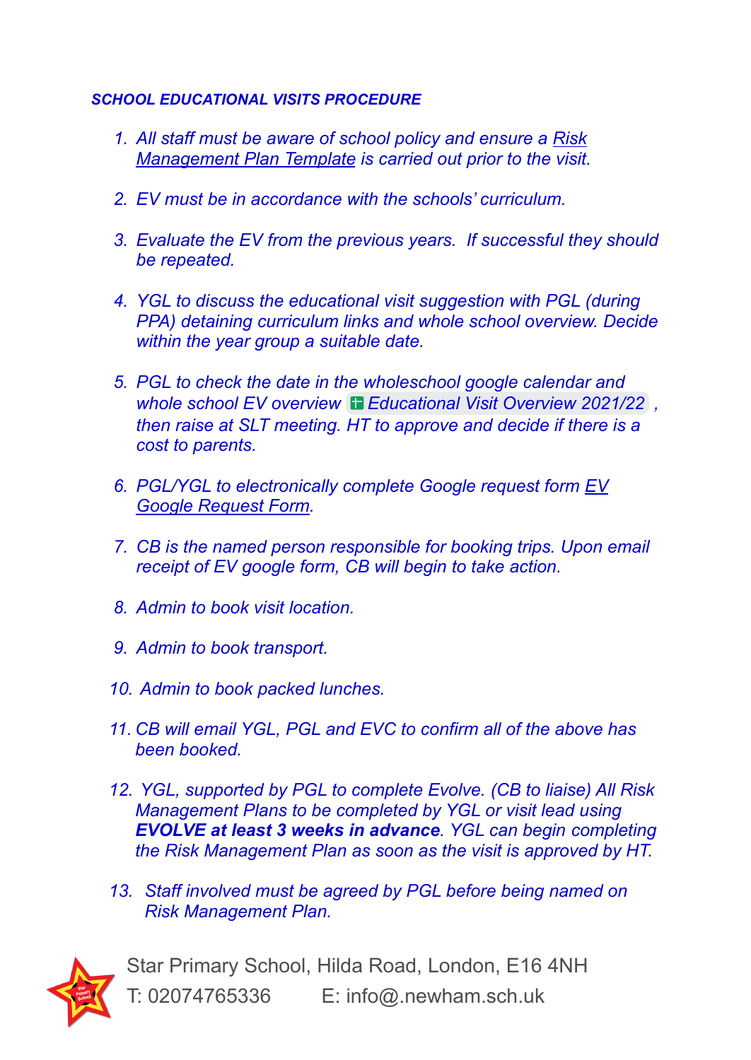***SCHOOL EDUCATIONAL VISITS PROCEDURE***

1. *All staff must be aware of school policy and ensure a Risk Management Plan Template is carried out prior to the visit.*

2. *EV must be in accordance with the schools' curriculum.*

3. *Evaluate the EV from the previous years. If successful they should be repeated.*

4. *YGL to discuss the educational visit suggestion with PGL (during PPA) detaining curriculum links and whole school overview. Decide within the year group a suitable date.*

5. *PGL to check the date in the wholeschool google calendar and whole school EV overview Educational Visit Overview 2021/22 , then raise at SLT meeting. HT to approve and decide if there is a cost to parents.*

6. *PGL/YGL to electronically complete Google request form EV Google Request Form.*

7. *CB is the named person responsible for booking trips. Upon email receipt of EV google form, CB will begin to take action.*

8. *Admin to book visit location.*

9. *Admin to book transport.*

10. *Admin to book packed lunches.*

11. *CB will email YGL, PGL and EVC to confirm all of the above has been booked.*

12. *YGL, supported by PGL to complete Evolve. (CB to liaise) All Risk Management Plans to be completed by YGL or visit lead using **EVOLVE at least 3 weeks in advance**. YGL can begin completing the Risk Management Plan as soon as the visit is approved by HT.*

13. *Staff involved must be agreed by PGL before being named on Risk Management Plan.*

Star Primary School, Hilda Road, London, E16 4NH
T: 02074765336 E: info@.newham.sch.uk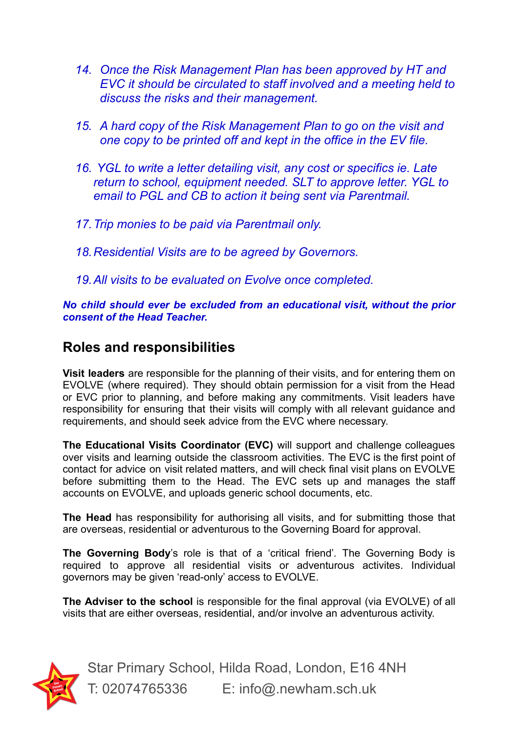14. *Once the Risk Management Plan has been approved by HT and EVC it should be circulated to staff involved and a meeting held to discuss the risks and their management.*

15. *A hard copy of the Risk Management Plan to go on the visit and one copy to be printed off and kept in the office in the EV file.*

16. *YGL to write a letter detailing visit, any cost or specifics ie. Late return to school, equipment needed. SLT to approve letter. YGL to email to PGL and CB to action it being sent via Parentmail.*

17. *Trip monies to be paid via Parentmail only.*

18. *Residential Visits are to be agreed by Governors.*

19. *All visits to be evaluated on Evolve once completed.*

***No child should ever be excluded from an educational visit, without the prior consent of the Head Teacher.***

## Roles and responsibilities

**Visit leaders** are responsible for the planning of their visits, and for entering them on EVOLVE (where required). They should obtain permission for a visit from the Head or EVC prior to planning, and before making any commitments. Visit leaders have responsibility for ensuring that their visits will comply with all relevant guidance and requirements, and should seek advice from the EVC where necessary.

**The Educational Visits Coordinator (EVC)** will support and challenge colleagues over visits and learning outside the classroom activities. The EVC is the first point of contact for advice on visit related matters, and will check final visit plans on EVOLVE before submitting them to the Head. The EVC sets up and manages the staff accounts on EVOLVE, and uploads generic school documents, etc.

**The Head** has responsibility for authorising all visits, and for submitting those that are overseas, residential or adventurous to the Governing Board for approval.

**The Governing Body**'s role is that of a 'critical friend'. The Governing Body is required to approve all residential visits or adventurous activites. Individual governors may be given 'read-only' access to EVOLVE.

**The Adviser to the school** is responsible for the final approval (via EVOLVE) of all visits that are either overseas, residential, and/or involve an adventurous activity.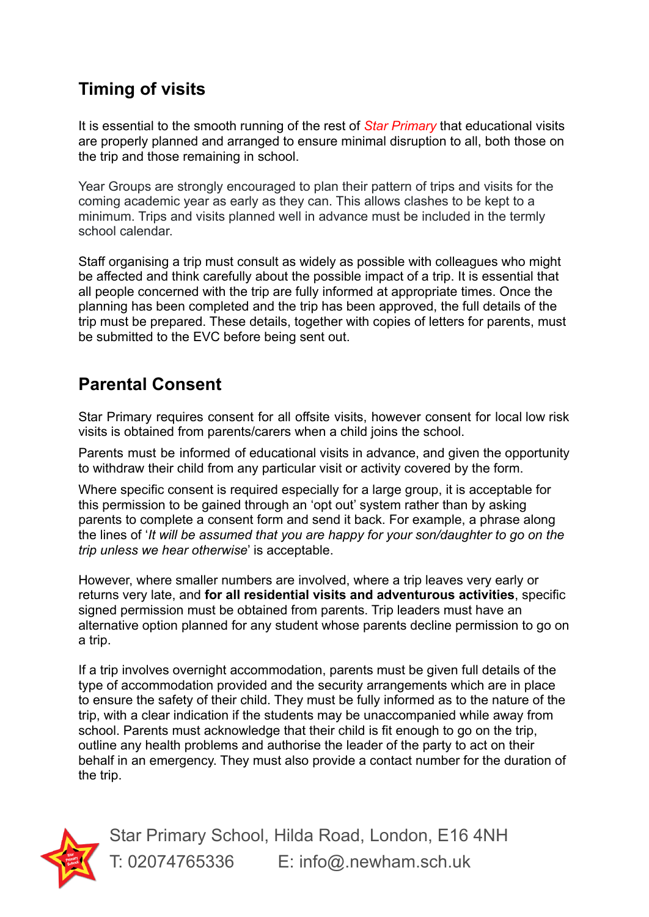## Timing of visits

It is essential to the smooth running of the rest of *Star Primary* that educational visits are properly planned and arranged to ensure minimal disruption to all, both those on the trip and those remaining in school.

Year Groups are strongly encouraged to plan their pattern of trips and visits for the coming academic year as early as they can. This allows clashes to be kept to a minimum. Trips and visits planned well in advance must be included in the termly school calendar.

Staff organising a trip must consult as widely as possible with colleagues who might be affected and think carefully about the possible impact of a trip. It is essential that all people concerned with the trip are fully informed at appropriate times. Once the planning has been completed and the trip has been approved, the full details of the trip must be prepared. These details, together with copies of letters for parents, must be submitted to the EVC before being sent out.

## Parental Consent

Star Primary requires consent for all offsite visits, however consent for local low risk visits is obtained from parents/carers when a child joins the school.

Parents must be informed of educational visits in advance, and given the opportunity to withdraw their child from any particular visit or activity covered by the form.

Where specific consent is required especially for a large group, it is acceptable for this permission to be gained through an 'opt out' system rather than by asking parents to complete a consent form and send it back. For example, a phrase along the lines of '*It will be assumed that you are happy for your son/daughter to go on the trip unless we hear otherwise*' is acceptable.

However, where smaller numbers are involved, where a trip leaves very early or returns very late, and **for all residential visits and adventurous activities**, specific signed permission must be obtained from parents. Trip leaders must have an alternative option planned for any student whose parents decline permission to go on a trip.

If a trip involves overnight accommodation, parents must be given full details of the type of accommodation provided and the security arrangements which are in place to ensure the safety of their child. They must be fully informed as to the nature of the trip, with a clear indication if the students may be unaccompanied while away from school. Parents must acknowledge that their child is fit enough to go on the trip, outline any health problems and authorise the leader of the party to act on their behalf in an emergency. They must also provide a contact number for the duration of the trip.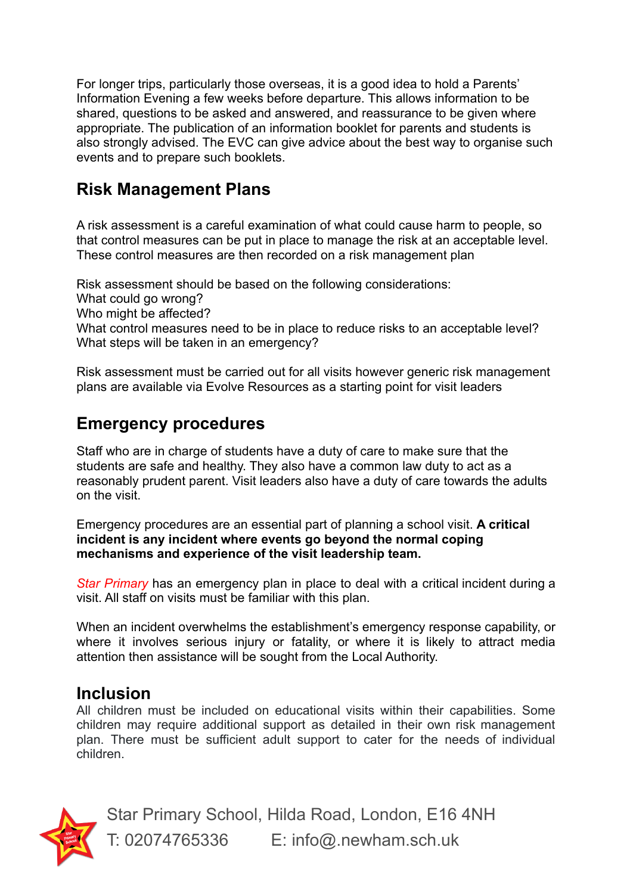For longer trips, particularly those overseas, it is a good idea to hold a Parents' Information Evening a few weeks before departure. This allows information to be shared, questions to be asked and answered, and reassurance to be given where appropriate. The publication of an information booklet for parents and students is also strongly advised. The EVC can give advice about the best way to organise such events and to prepare such booklets.

## Risk Management Plans

A risk assessment is a careful examination of what could cause harm to people, so that control measures can be put in place to manage the risk at an acceptable level. These control measures are then recorded on a risk management plan

Risk assessment should be based on the following considerations:
What could go wrong?
Who might be affected?
What control measures need to be in place to reduce risks to an acceptable level?
What steps will be taken in an emergency?

Risk assessment must be carried out for all visits however generic risk management plans are available via Evolve Resources as a starting point for visit leaders

## Emergency procedures

Staff who are in charge of students have a duty of care to make sure that the students are safe and healthy. They also have a common law duty to act as a reasonably prudent parent. Visit leaders also have a duty of care towards the adults on the visit.

Emergency procedures are an essential part of planning a school visit. **A critical incident is any incident where events go beyond the normal coping mechanisms and experience of the visit leadership team.**

*Star Primary* has an emergency plan in place to deal with a critical incident during a visit. All staff on visits must be familiar with this plan.

When an incident overwhelms the establishment's emergency response capability, or where it involves serious injury or fatality, or where it is likely to attract media attention then assistance will be sought from the Local Authority.

## Inclusion

All children must be included on educational visits within their capabilities. Some children may require additional support as detailed in their own risk management plan. There must be sufficient adult support to cater for the needs of individual children.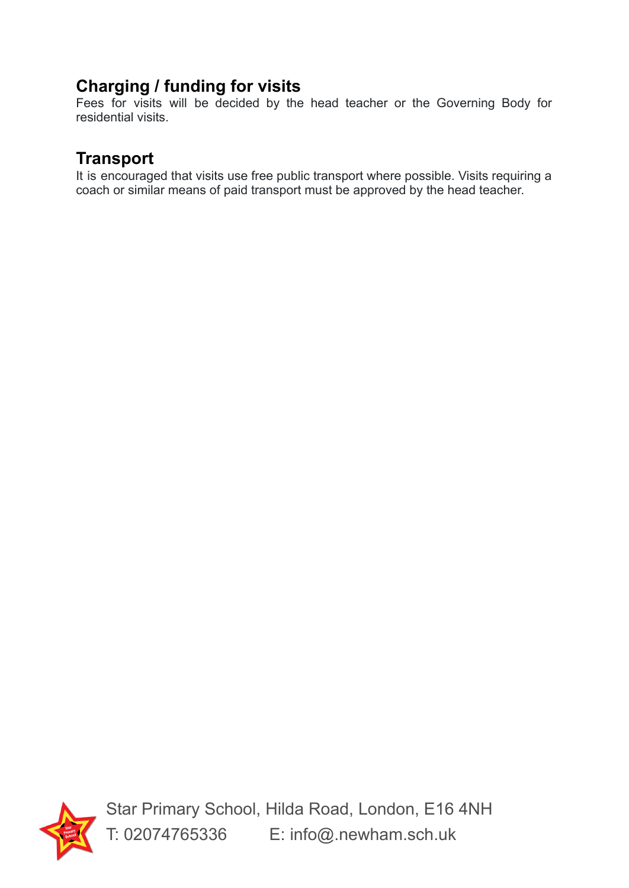## Charging / funding for visits

Fees for visits will be decided by the head teacher or the Governing Body for residential visits.

## Transport

It is encouraged that visits use free public transport where possible. Visits requiring a coach or similar means of paid transport must be approved by the head teacher.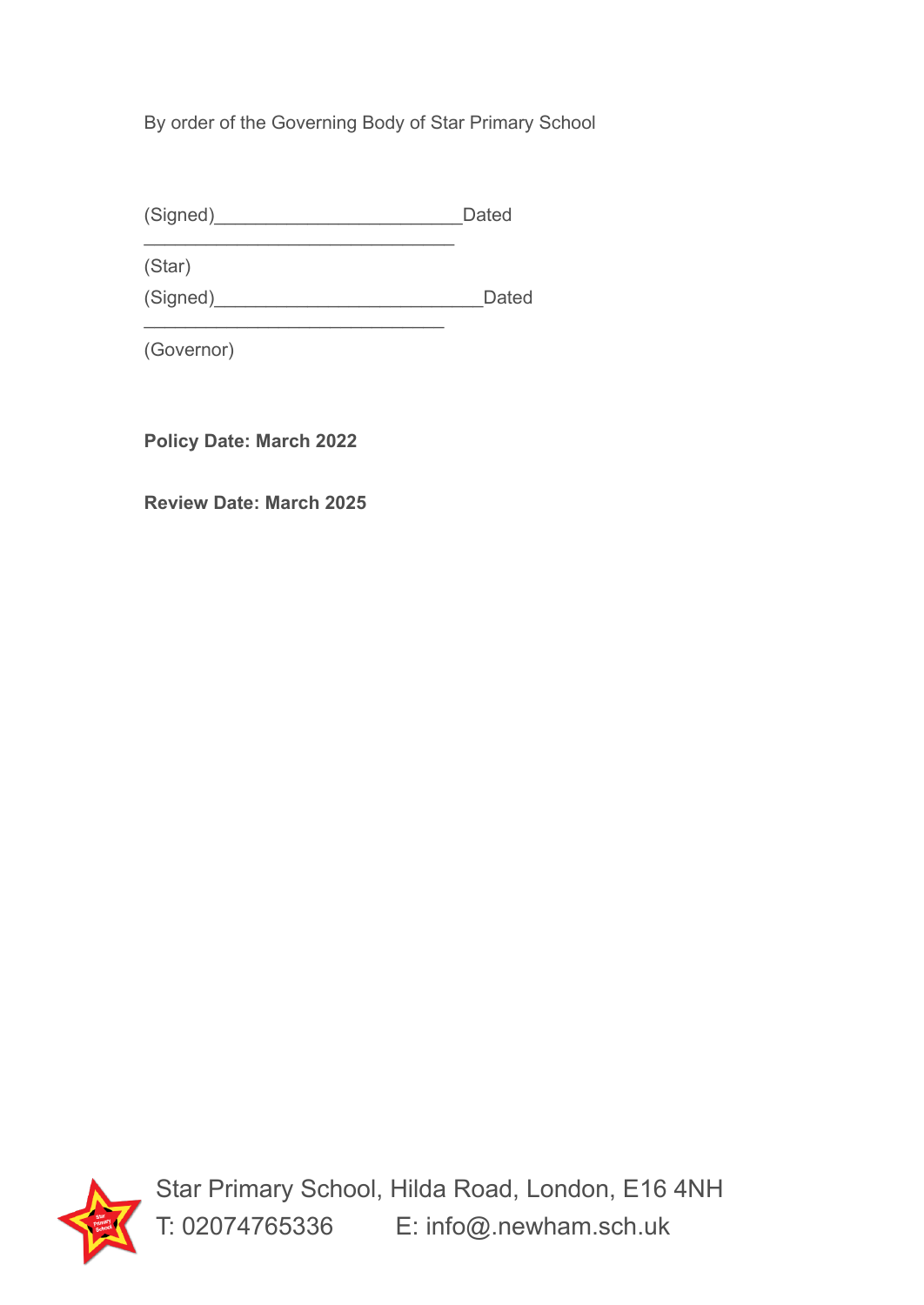By order of the Governing Body of Star Primary School

(Signed)________________________Dated _______________________________

(Star)

(Signed)__________________________Dated ______________________________

(Governor)

**Policy Date: March 2022**

**Review Date: March 2025**